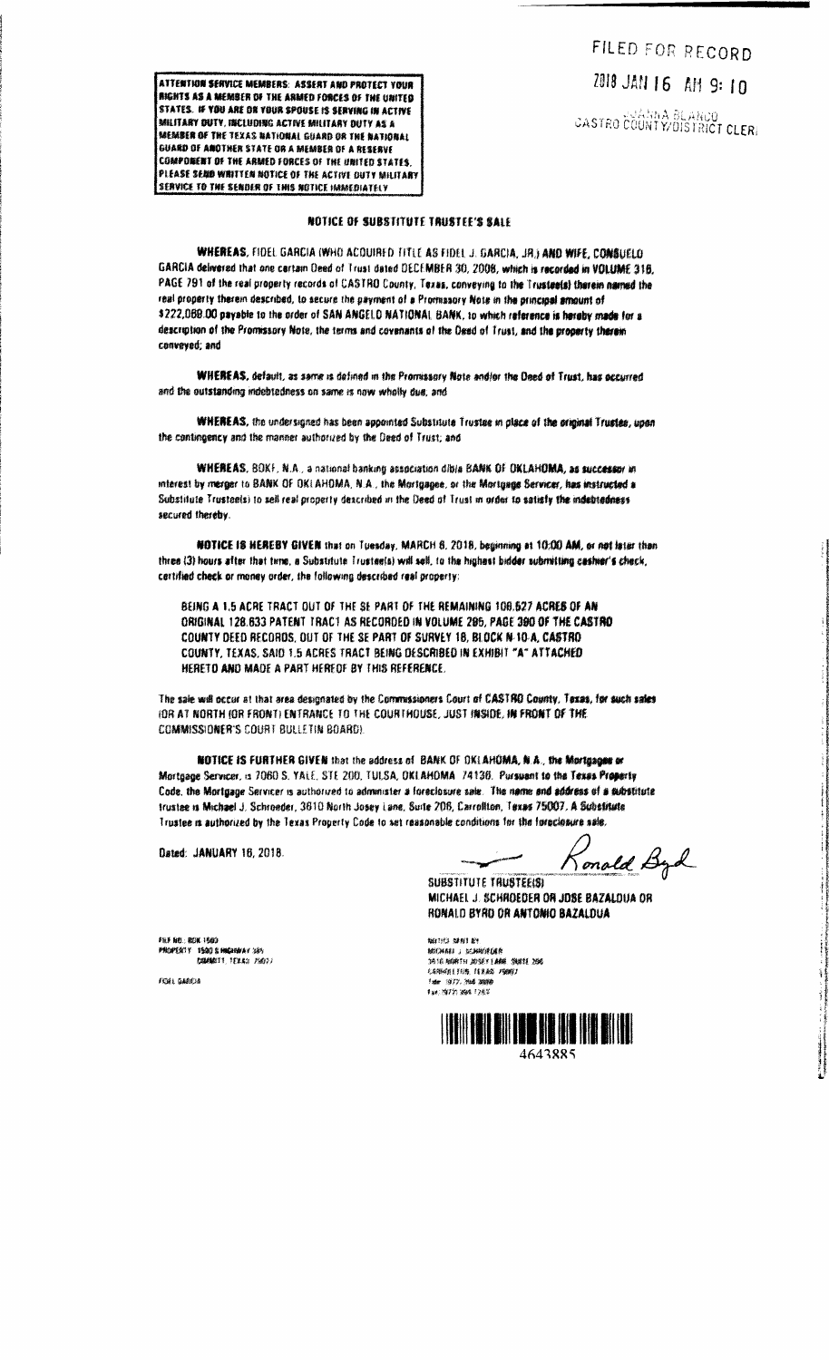FILED FOR RECORD

2018 JAN 16 AM 9:10

JOANNA BLANCO
CASTRO COUNTY/DISTRICT CLERK

**ATTENTION SERVICE MEMBERS: ASSERT AND PROTECT YOUR RIGHTS AS A MEMBER OF THE ARMED FORCES OF THE UNITED STATES. IF YOU ARE OR YOUR SPOUSE IS SERVING IN ACTIVE MILITARY DUTY, INCLUDING ACTIVE MILITARY DUTY AS A MEMBER OF THE TEXAS NATIONAL GUARD OR THE NATIONAL GUARD OF ANOTHER STATE OR A MEMBER OF A RESERVE COMPONENT OF THE ARMED FORCES OF THE UNITED STATES, PLEASE SEND WRITTEN NOTICE OF THE ACTIVE DUTY MILITARY SERVICE TO THE SENDER OF THIS NOTICE IMMEDIATELY**

## NOTICE OF SUBSTITUTE TRUSTEE'S SALE

**WHEREAS**, FIDEL GARCIA (WHO ACQUIRED TITLE AS FIDEL J. GARCIA, JR.) AND WIFE, CONSUELO GARCIA delivered that one certain Deed of Trust dated DECEMBER 30, 2008, which is recorded in VOLUME 318, PAGE 791 of the real property records of CASTRO County, Texas, conveying to the Trustee(s) therein named the real property therein described, to secure the payment of a Promissory Note in the principal amount of $222,088.00 payable to the order of SAN ANGELO NATIONAL BANK, to which reference is hereby made for a description of the Promissory Note, the terms and covenants of the Deed of Trust, and the property therein conveyed; and

**WHEREAS**, default, as same is defined in the Promissory Note and/or the Deed of Trust, has occurred and the outstanding indebtedness on same is now wholly due; and

**WHEREAS**, the undersigned has been appointed Substitute Trustee in place of the original Trustee, upon the contingency and the manner authorized by the Deed of Trust; and

**WHEREAS**, BOKF, N.A., a national banking association d/b/a BANK OF OKLAHOMA, as successor in interest by merger to BANK OF OKLAHOMA, N.A., the Mortgagee, or the Mortgage Servicer, has instructed a Substitute Trustee(s) to sell real property described in the Deed of Trust in order to satisfy the indebtedness secured thereby.

**NOTICE IS HEREBY GIVEN** that on Tuesday, MARCH 6, 2018, beginning at 10:00 AM, or not later than three (3) hours after that time, a Substitute Trustee(s) will sell, to the highest bidder submitting cashier's check, certified check or money order, the following described real property:

BEING A 1.5 ACRE TRACT OUT OF THE SE PART OF THE REMAINING 108.627 ACRES OF AN ORIGINAL 128.633 PATENT TRACT AS RECORDED IN VOLUME 295, PAGE 390 OF THE CASTRO COUNTY DEED RECORDS, OUT OF THE SE PART OF SURVEY 18, BLOCK M-10-A, CASTRO COUNTY, TEXAS, SAID 1.5 ACRES TRACT BEING DESCRIBED IN EXHIBIT "A" ATTACHED HERETO AND MADE A PART HEREOF BY THIS REFERENCE.

The sale will occur at that area designated by the Commissioners Court of CASTRO County, Texas, for such sales (OR AT NORTH (OR FRONT) ENTRANCE TO THE COURTHOUSE, JUST INSIDE, IN FRONT OF THE COMMISSIONER'S COURT BULLETIN BOARD).

**NOTICE IS FURTHER GIVEN** that the address of BANK OF OKLAHOMA, N.A., the Mortgagee or Mortgage Servicer, is 7060 S. YALE, STE 200, TULSA, OKLAHOMA 74136. Pursuant to the Texas Property Code, the Mortgage Servicer is authorized to administer a foreclosure sale. The name and address of a Substitute trustee is Michael J. Schroeder, 3610 North Josey Lane, Suite 206, Carrollton, Texas 75007. A Substitute Trustee is authorized by the Texas Property Code to set reasonable conditions for the foreclosure sale.

Dated: JANUARY 16, 2018.

Ronald Byrd

SUBSTITUTE TRUSTEE(S)
MICHAEL J. SCHROEDER OR JOSE BAZALDUA OR RONALD BYRD OR ANTONIO BAZALDUA

FILE NO.: BOK-1560
PROPERTY: 1500 S HIGHWAY 385
DIMMITT, TEXAS 79027

FIDEL GARCIA

NOTICE SENT BY
MICHAEL J. SCHROEDER
3610 NORTH JOSEY LANE, SUITE 206
CARROLLTON, TEXAS 75007
Tele: (972) 394-3086
Fax: (972) 394-1263

4643885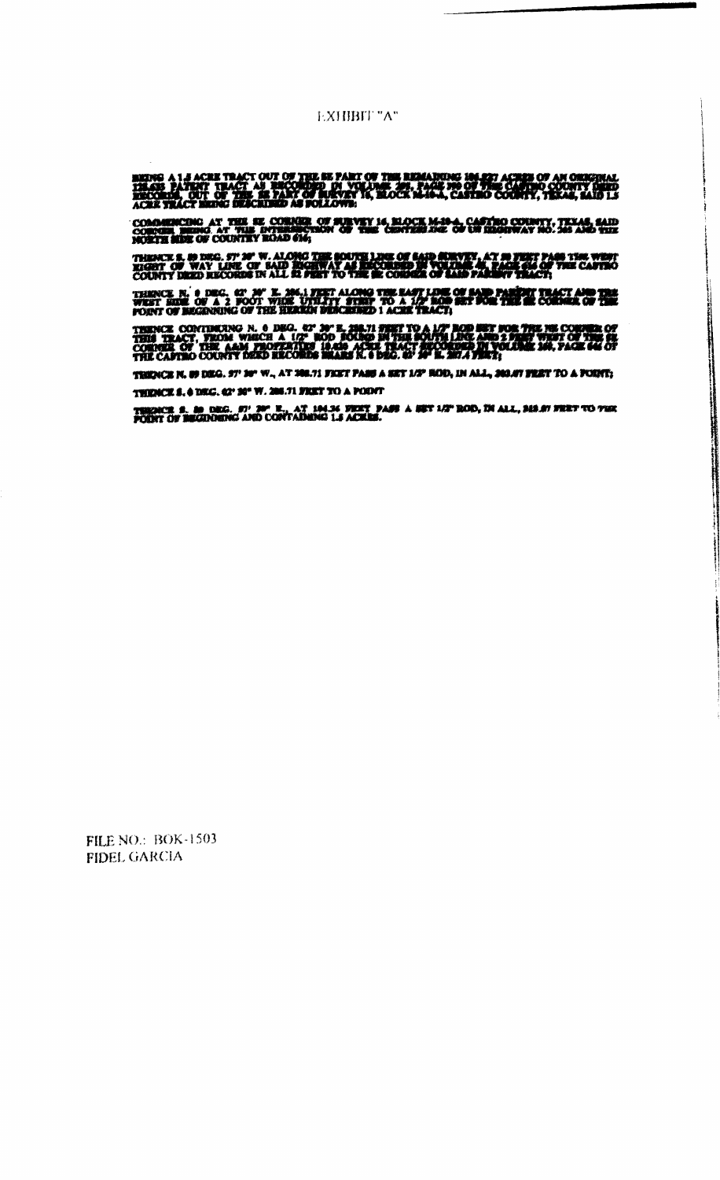EXHIBIT "A"

BEING A 1.5 ACRE TRACT OUT OF THE SE PART OF THE REMAINING 184.827 ACRES OF AN ORIGINAL 178.635 PATENT TRACT AS RECORDED IN VOLUME 209, PAGE 390 OF THE CASTRO COUNTY DEED RECORDS, OUT OF THE SE PART OF SURVEY 16, BLOCK M-10-A, CASTRO COUNTY, TEXAS, SAID 1.5 ACRE TRACT BEING DESCRIBED AS FOLLOWS:

COMMENCING AT THE SE CORNER OF SURVEY 16, BLOCK M-10-A, CASTRO COUNTY, TEXAS, SAID CORNER BEING AT THE INTERSECTION OF THE CENTERLINE OF US HIGHWAY NO. 385 AND THE NORTH SIDE OF COUNTY ROAD 616;

THENCE S. 89 DEG. 57' 30" W. ALONG THE SOUTH LINE OF SAID SURVEY, AT 50 FEET PASS THE WEST RIGHT OF WAY LINE OF SAID HIGHWAY AS RECORDED IN VOLUME 46, PAGE 456 OF THE CASTRO COUNTY DEED RECORDS IN ALL 52 FEET TO THE SE CORNER OF SAID PARENT TRACT;

THENCE N. 0 DEG. 02' 30" E. 206.1 FEET ALONG THE EAST LINE OF SAID PARENT TRACT AND THE WEST SIDE OF A 2 FOOT WIDE UTILITY STRIP TO A 1/2" ROD SET FOR THE SE CORNER OF THE POINT OF BEGINNING OF THE HEREIN DESCRIBED 1 ACRE TRACT;

THENCE CONTINUING N. 0 DEG. 02' 30" E. 288.71 FEET TO A 1/2" ROD SET FOR THE NE CORNER OF THIS TRACT, FROM WHICH A 1/2" ROD FOUND IN THE SOUTH LINE AND 2 FEET WEST OF THE SE CORNER OF THE A&M PROPERTIES 10.620 ACRE TRACT RECORDED IN VOLUME 160, PAGE 646 OF THE CASTRO COUNTY DEED RECORDS BEARS N. 0 DEG. 02' 30" E. 287.4 FEET;

THENCE N. 89 DEG. 57' 30" W., AT 208.71 FEET PASS A SET 1/2" ROD, IN ALL, 303.87 FEET TO A POINT;

THENCE S. 0 DEG. 02' 30" W. 288.71 FEET TO A POINT

THENCE S. 89 DEG. 57' 30" E., AT 104.36 FEET PASS A SET 1/2" ROD, IN ALL, 313.07 FEET TO THE POINT OF BEGINNING AND CONTAINING 1.5 ACRES.

FILE NO.: BOK-1503
FIDEL GARCIA